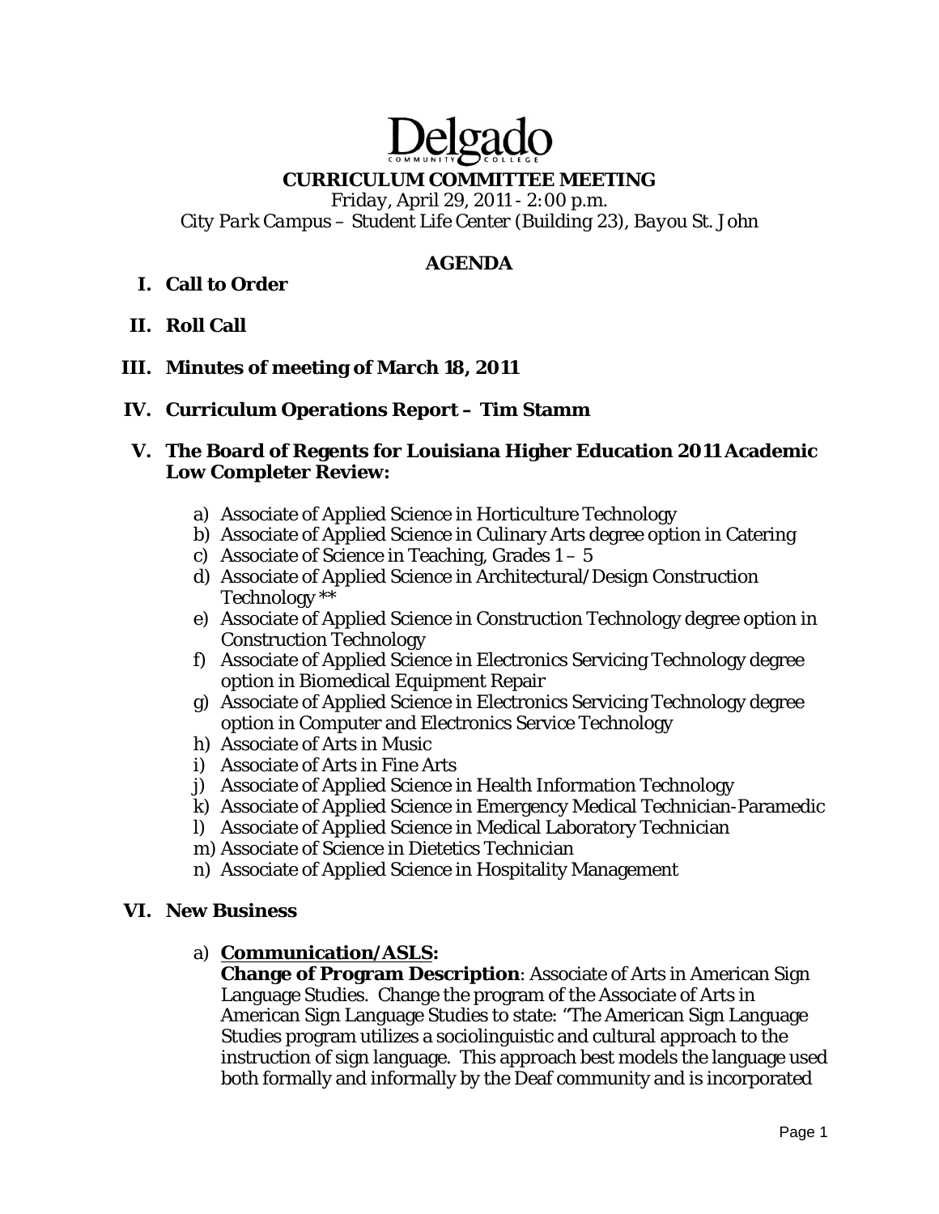# Delgado

## CURRICULUM COMMITTEE MEETING

*Friday, April 29, 2011 - 2:00 p.m.*
*City Park Campus – Student Life Center (Building 23), Bayou St. John*

### AGENDA

**I. Call to Order**

**II. Roll Call**

**III. Minutes of meeting of March 18, 2011**

**IV. Curriculum Operations Report – Tim Stamm**

**V. The Board of Regents for Louisiana Higher Education 2011 Academic Low Completer Review:**

a) Associate of Applied Science in Horticulture Technology
b) Associate of Applied Science in Culinary Arts degree option in Catering
c) Associate of Science in Teaching, Grades 1 – 5
d) Associate of Applied Science in Architectural/Design Construction Technology **
e) Associate of Applied Science in Construction Technology degree option in Construction Technology
f) Associate of Applied Science in Electronics Servicing Technology degree option in Biomedical Equipment Repair
g) Associate of Applied Science in Electronics Servicing Technology degree option in Computer and Electronics Service Technology
h) Associate of Arts in Music
i) Associate of Arts in Fine Arts
j) Associate of Applied Science in Health Information Technology
k) Associate of Applied Science in Emergency Medical Technician-Paramedic
l) Associate of Applied Science in Medical Laboratory Technician
m) Associate of Science in Dietetics Technician
n) Associate of Applied Science in Hospitality Management

**VI. New Business**

a) **Communication/ASLS:**
**Change of Program Description**: Associate of Arts in American Sign Language Studies. Change the program of the Associate of Arts in American Sign Language Studies to state: "The American Sign Language Studies program utilizes a sociolinguistic and cultural approach to the instruction of sign language. This approach best models the language used both formally and informally by the Deaf community and is incorporated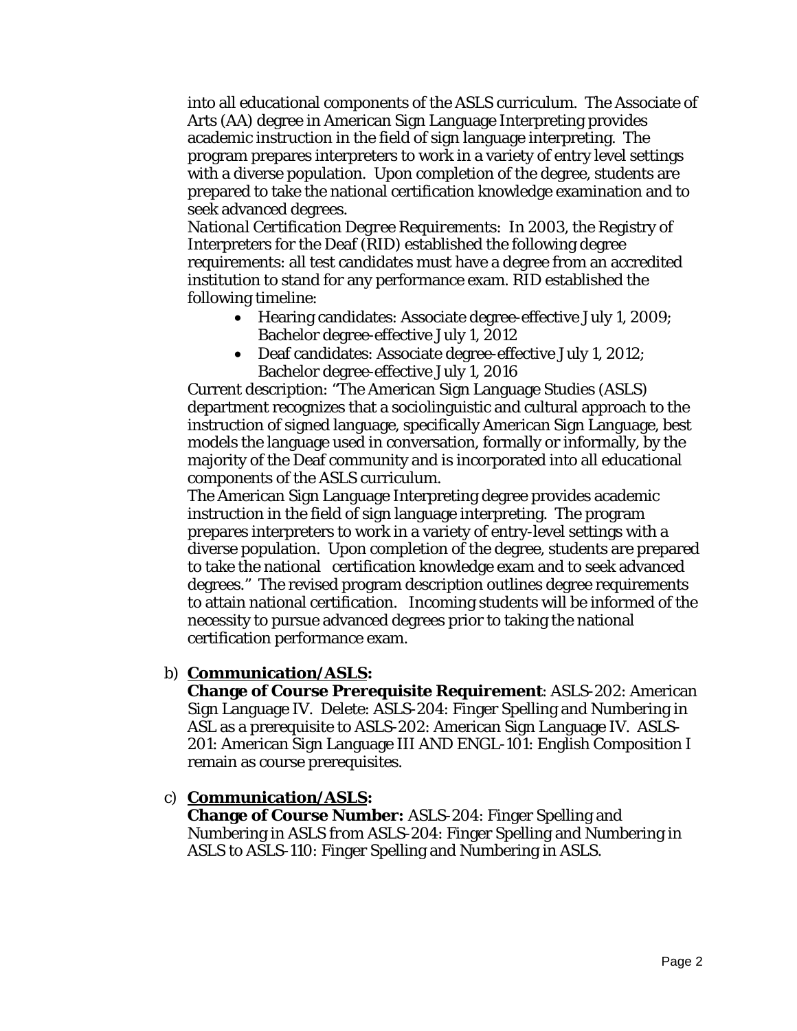into all educational components of the ASLS curriculum. The Associate of Arts (AA) degree in American Sign Language Interpreting provides academic instruction in the field of sign language interpreting. The program prepares interpreters to work in a variety of entry level settings with a diverse population. Upon completion of the degree, students are prepared to take the national certification knowledge examination and to seek advanced degrees.

*National Certification Degree Requirements:* In 2003, the Registry of Interpreters for the Deaf (RID) established the following degree requirements: all test candidates must have a degree from an accredited institution to stand for any performance exam. RID established the following timeline:

- Hearing candidates: Associate degree-effective July 1, 2009; Bachelor degree-effective July 1, 2012
- Deaf candidates: Associate degree-effective July 1, 2012; Bachelor degree-effective July 1, 2016

Current description: "The American Sign Language Studies (ASLS) department recognizes that a sociolinguistic and cultural approach to the instruction of signed language, specifically American Sign Language, best models the language used in conversation, formally or informally, by the majority of the Deaf community and is incorporated into all educational components of the ASLS curriculum.

The American Sign Language Interpreting degree provides academic instruction in the field of sign language interpreting. The program prepares interpreters to work in a variety of entry-level settings with a diverse population. Upon completion of the degree, students are prepared to take the national certification knowledge exam and to seek advanced degrees." The revised program description outlines degree requirements to attain national certification. Incoming students will be informed of the necessity to pursue advanced degrees prior to taking the national certification performance exam.

b) **Communication/ASLS:**
**Change of Course Prerequisite Requirement**: ASLS-202: American Sign Language IV. Delete: ASLS-204: Finger Spelling and Numbering in ASL as a prerequisite to ASLS-202: American Sign Language IV. ASLS-201: American Sign Language III AND ENGL-101: English Composition I remain as course prerequisites.

c) **Communication/ASLS:**
**Change of Course Number:** ASLS-204: Finger Spelling and Numbering in ASLS from ASLS-204: Finger Spelling and Numbering in ASLS to ASLS-110: Finger Spelling and Numbering in ASLS.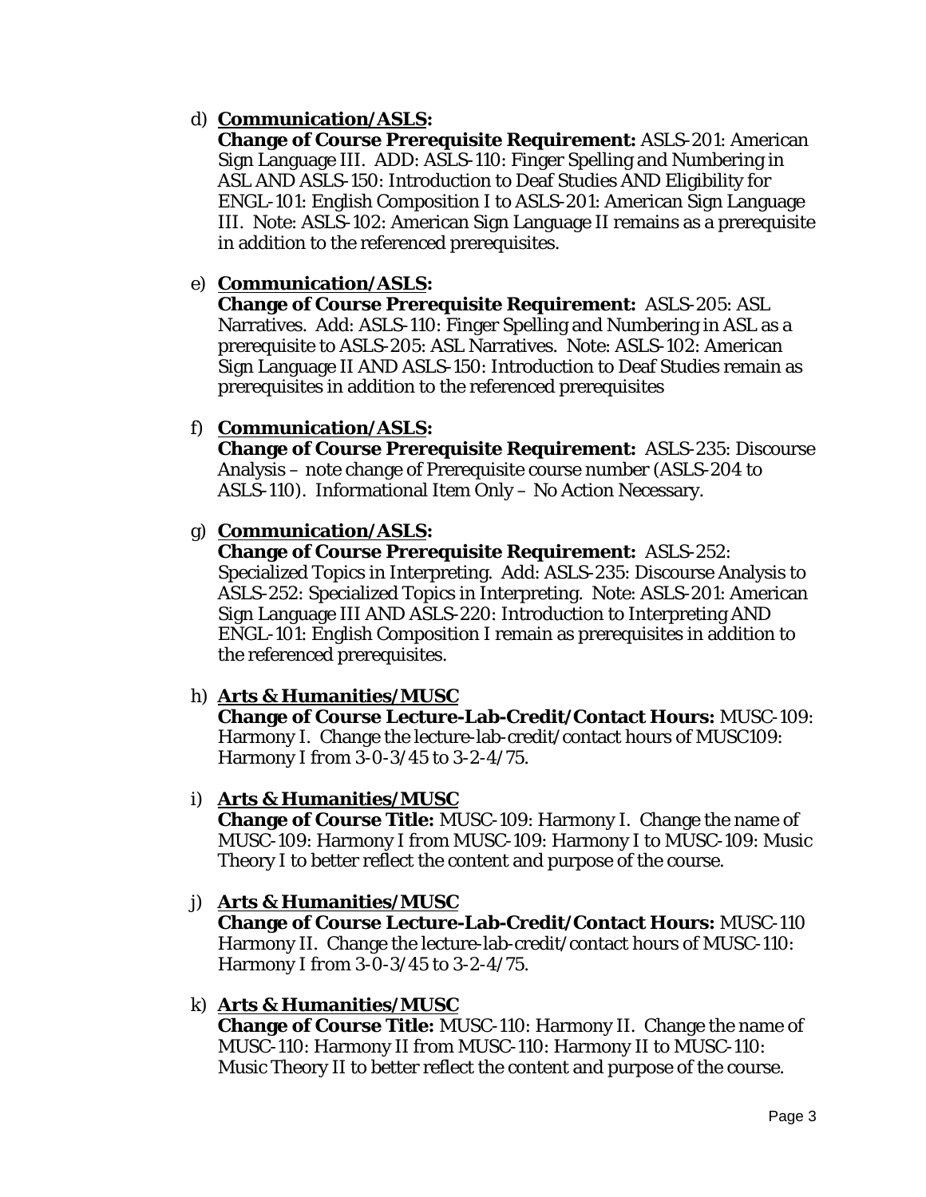d) **<u>Communication/ASLS</u>:**
   **Change of Course Prerequisite Requirement:** ASLS-201: American Sign Language III. ADD: ASLS-110: Finger Spelling and Numbering in ASL AND ASLS-150: Introduction to Deaf Studies AND Eligibility for ENGL-101: English Composition I to ASLS-201: American Sign Language III. Note: ASLS-102: American Sign Language II remains as a prerequisite in addition to the referenced prerequisites.

e) **<u>Communication/ASLS</u>:**
   **Change of Course Prerequisite Requirement:** ASLS-205: ASL Narratives. Add: ASLS-110: Finger Spelling and Numbering in ASL as a prerequisite to ASLS-205: ASL Narratives. Note: ASLS-102: American Sign Language II AND ASLS-150: Introduction to Deaf Studies remain as prerequisites in addition to the referenced prerequisites

f) **<u>Communication/ASLS</u>:**
   **Change of Course Prerequisite Requirement:** ASLS-235: Discourse Analysis – note change of Prerequisite course number (ASLS-204 to ASLS-110). Informational Item Only – No Action Necessary.

g) **<u>Communication/ASLS</u>:**
   **Change of Course Prerequisite Requirement:** ASLS-252: Specialized Topics in Interpreting. Add: ASLS-235: Discourse Analysis to ASLS-252: Specialized Topics in Interpreting. Note: ASLS-201: American Sign Language III AND ASLS-220: Introduction to Interpreting AND ENGL-101: English Composition I remain as prerequisites in addition to the referenced prerequisites.

h) **<u>Arts & Humanities/MUSC</u>**
   **Change of Course Lecture-Lab-Credit/Contact Hours:** MUSC-109: Harmony I. Change the lecture-lab-credit/contact hours of MUSC109: Harmony I from 3-0-3/45 to 3-2-4/75.

i) **<u>Arts & Humanities/MUSC</u>**
   **Change of Course Title:** MUSC-109: Harmony I. Change the name of MUSC-109: Harmony I from MUSC-109: Harmony I to MUSC-109: Music Theory I to better reflect the content and purpose of the course.

j) **<u>Arts & Humanities/MUSC</u>**
   **Change of Course Lecture-Lab-Credit/Contact Hours:** MUSC-110 Harmony II. Change the lecture-lab-credit/contact hours of MUSC-110: Harmony I from 3-0-3/45 to 3-2-4/75.

k) **<u>Arts & Humanities/MUSC</u>**
   **Change of Course Title:** MUSC-110: Harmony II. Change the name of MUSC-110: Harmony II from MUSC-110: Harmony II to MUSC-110: Music Theory II to better reflect the content and purpose of the course.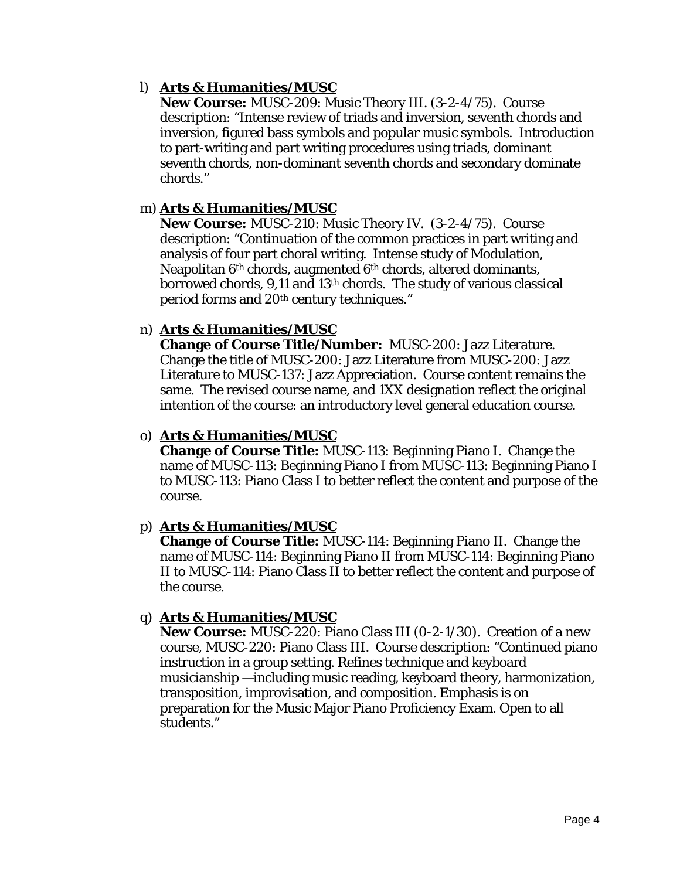l) **<u>Arts & Humanities/MUSC</u>**
   **New Course:** MUSC-209: Music Theory III. (3-2-4/75). Course description: "Intense review of triads and inversion, seventh chords and inversion, figured bass symbols and popular music symbols. Introduction to part-writing and part writing procedures using triads, dominant seventh chords, non-dominant seventh chords and secondary dominate chords."

m) **<u>Arts & Humanities/MUSC</u>**
   **New Course:** MUSC-210: Music Theory IV. (3-2-4/75). Course description: "Continuation of the common practices in part writing and analysis of four part choral writing. Intense study of Modulation, Neapolitan 6th chords, augmented 6th chords, altered dominants, borrowed chords, 9,11 and 13th chords. The study of various classical period forms and 20th century techniques."

n) **<u>Arts & Humanities/MUSC</u>**
   **Change of Course Title/Number:** MUSC-200: Jazz Literature. Change the title of MUSC-200: Jazz Literature from MUSC-200: Jazz Literature to MUSC-137: Jazz Appreciation. Course content remains the same. The revised course name, and 1XX designation reflect the original intention of the course: an introductory level general education course.

o) **<u>Arts & Humanities/MUSC</u>**
   **Change of Course Title:** MUSC-113: Beginning Piano I. Change the name of MUSC-113: Beginning Piano I from MUSC-113: Beginning Piano I to MUSC-113: Piano Class I to better reflect the content and purpose of the course.

p) **<u>Arts & Humanities/MUSC</u>**
   **Change of Course Title:** MUSC-114: Beginning Piano II. Change the name of MUSC-114: Beginning Piano II from MUSC-114: Beginning Piano II to MUSC-114: Piano Class II to better reflect the content and purpose of the course.

q) **<u>Arts & Humanities/MUSC</u>**
   **New Course:** MUSC-220: Piano Class III (0-2-1/30). Creation of a new course, MUSC-220: Piano Class III. Course description: "Continued piano instruction in a group setting. Refines technique and keyboard musicianship —including music reading, keyboard theory, harmonization, transposition, improvisation, and composition. Emphasis is on preparation for the Music Major Piano Proficiency Exam. Open to all students."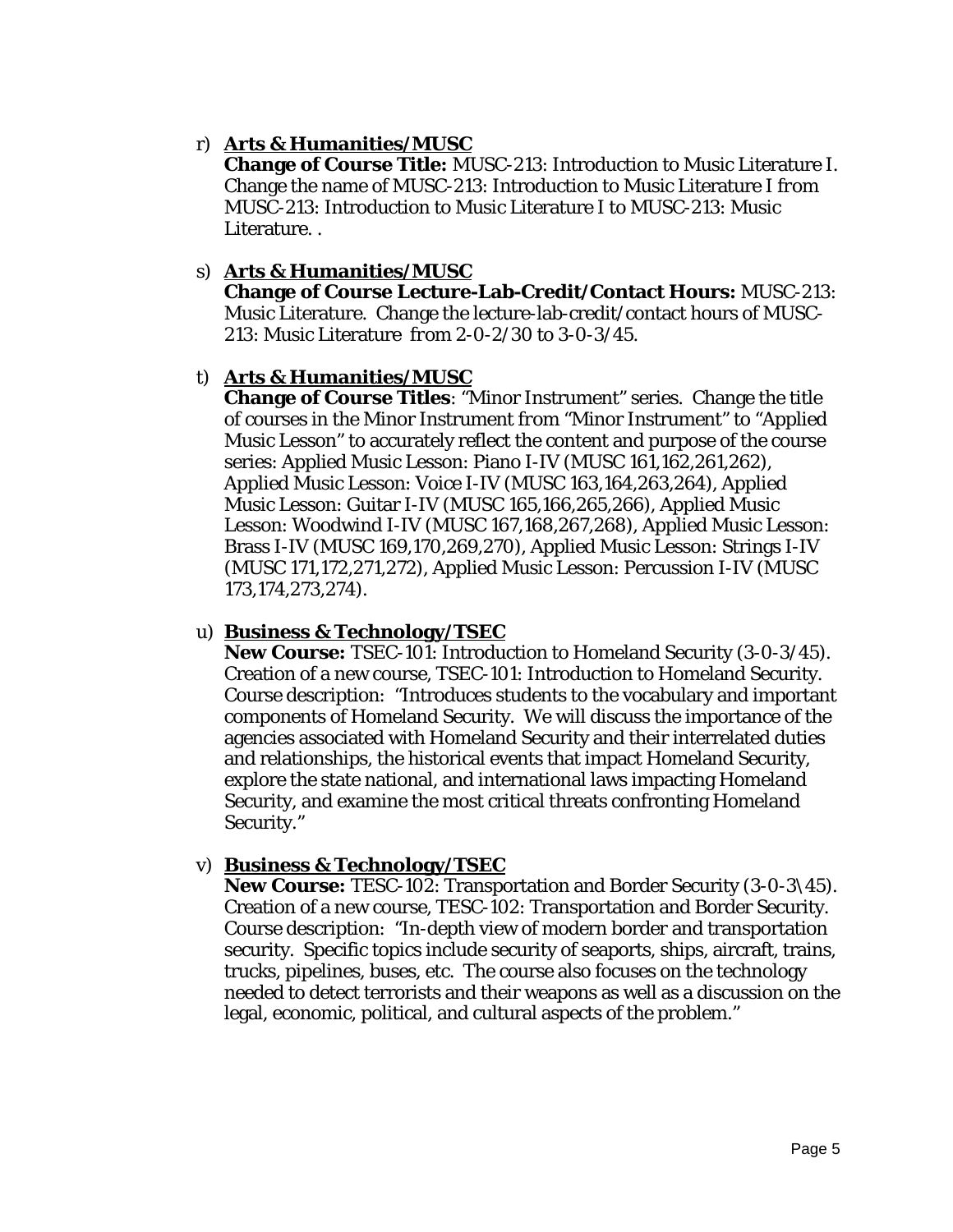r) **<u>Arts & Humanities/MUSC</u>**
**Change of Course Title:** MUSC-213: Introduction to Music Literature I. Change the name of MUSC-213: Introduction to Music Literature I *from* MUSC-213: Introduction to Music Literature I to MUSC-213: Music Literature. .

s) **<u>Arts & Humanities/MUSC</u>**
**Change of Course Lecture-Lab-Credit/Contact Hours:** MUSC-213: Music Literature. Change the lecture-lab-credit/contact hours of MUSC-213: Music Literature *from* 2-0-2/30 to 3-0-3/45.

t) **<u>Arts & Humanities/MUSC</u>**
**Change of Course Titles**: "Minor Instrument" series. Change the title of courses in the Minor Instrument from "Minor Instrument" to "Applied Music Lesson" to accurately reflect the content and purpose of the course series: Applied Music Lesson: Piano I-IV (MUSC 161,162,261,262), Applied Music Lesson: Voice I-IV (MUSC 163,164,263,264), Applied Music Lesson: Guitar I-IV (MUSC 165,166,265,266), Applied Music Lesson: Woodwind I-IV (MUSC 167,168,267,268), Applied Music Lesson: Brass I-IV (MUSC 169,170,269,270), Applied Music Lesson: Strings I-IV (MUSC 171,172,271,272), Applied Music Lesson: Percussion I-IV (MUSC 173,174,273,274).

u) **<u>Business & Technology/TSEC</u>**
**New Course:** TSEC-101: Introduction to Homeland Security (3-0-3/45). Creation of a new course, TSEC-101: Introduction to Homeland Security. Course description: "Introduces students to the vocabulary and important components of Homeland Security. We will discuss the importance of the agencies associated with Homeland Security and their interrelated duties and relationships, the historical events that impact Homeland Security, explore the state national, and international laws impacting Homeland Security, and examine the most critical threats confronting Homeland Security."

v) **<u>Business & Technology/TSEC</u>**
**New Course:** TESC-102: Transportation and Border Security (3-0-3\45). Creation of a new course, TESC-102: Transportation and Border Security. Course description: "In-depth view of modern border and transportation security. Specific topics include security of seaports, ships, aircraft, trains, trucks, pipelines, buses, etc. The course also focuses on the technology needed to detect terrorists and their weapons as well as a discussion on the legal, economic, political, and cultural aspects of the problem."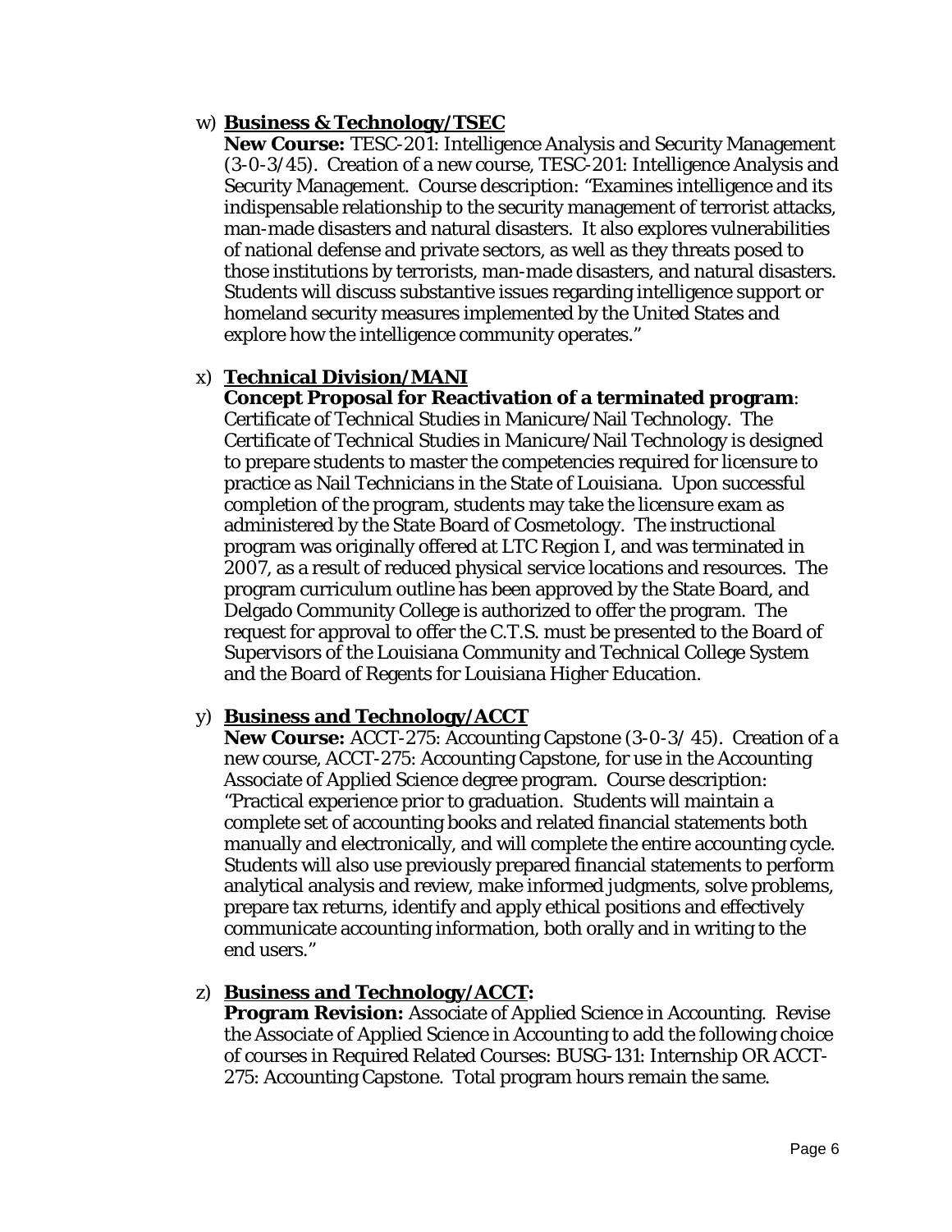w) **Business & Technology/TSEC**
**New Course:** TESC-201: Intelligence Analysis and Security Management (3-0-3/45). Creation of a new course, TESC-201: Intelligence Analysis and Security Management. Course description: "Examines intelligence and its indispensable relationship to the security management of terrorist attacks, man-made disasters and natural disasters. It also explores vulnerabilities of national defense and private sectors, as well as they threats posed to those institutions by terrorists, man-made disasters, and natural disasters. Students will discuss substantive issues regarding intelligence support or homeland security measures implemented by the United States and explore how the intelligence community operates."

x) **Technical Division/MANI**
**Concept Proposal for Reactivation of a terminated program**: Certificate of Technical Studies in Manicure/Nail Technology. The Certificate of Technical Studies in Manicure/Nail Technology is designed to prepare students to master the competencies required for licensure to practice as Nail Technicians in the State of Louisiana. Upon successful completion of the program, students may take the licensure exam as administered by the State Board of Cosmetology. The instructional program was originally offered at LTC Region I, and was terminated in 2007, as a result of reduced physical service locations and resources. The program curriculum outline has been approved by the State Board, and Delgado Community College is authorized to offer the program. The request for approval to offer the C.T.S. must be presented to the Board of Supervisors of the Louisiana Community and Technical College System and the Board of Regents for Louisiana Higher Education.

y) **Business and Technology/ACCT**
**New Course:** ACCT-275: Accounting Capstone (3-0-3/ 45). Creation of a new course, ACCT-275: Accounting Capstone, for use in the Accounting Associate of Applied Science degree program. Course description: "Practical experience prior to graduation. Students will maintain a complete set of accounting books and related financial statements both manually and electronically, and will complete the entire accounting cycle. Students will also use previously prepared financial statements to perform analytical analysis and review, make informed judgments, solve problems, prepare tax returns, identify and apply ethical positions and effectively communicate accounting information, both orally and in writing to the end users."

z) **Business and Technology/ACCT:**
**Program Revision:** Associate of Applied Science in Accounting. Revise the Associate of Applied Science in Accounting to add the following choice of courses in Required Related Courses: BUSG-131: Internship OR ACCT-275: Accounting Capstone. Total program hours remain the same.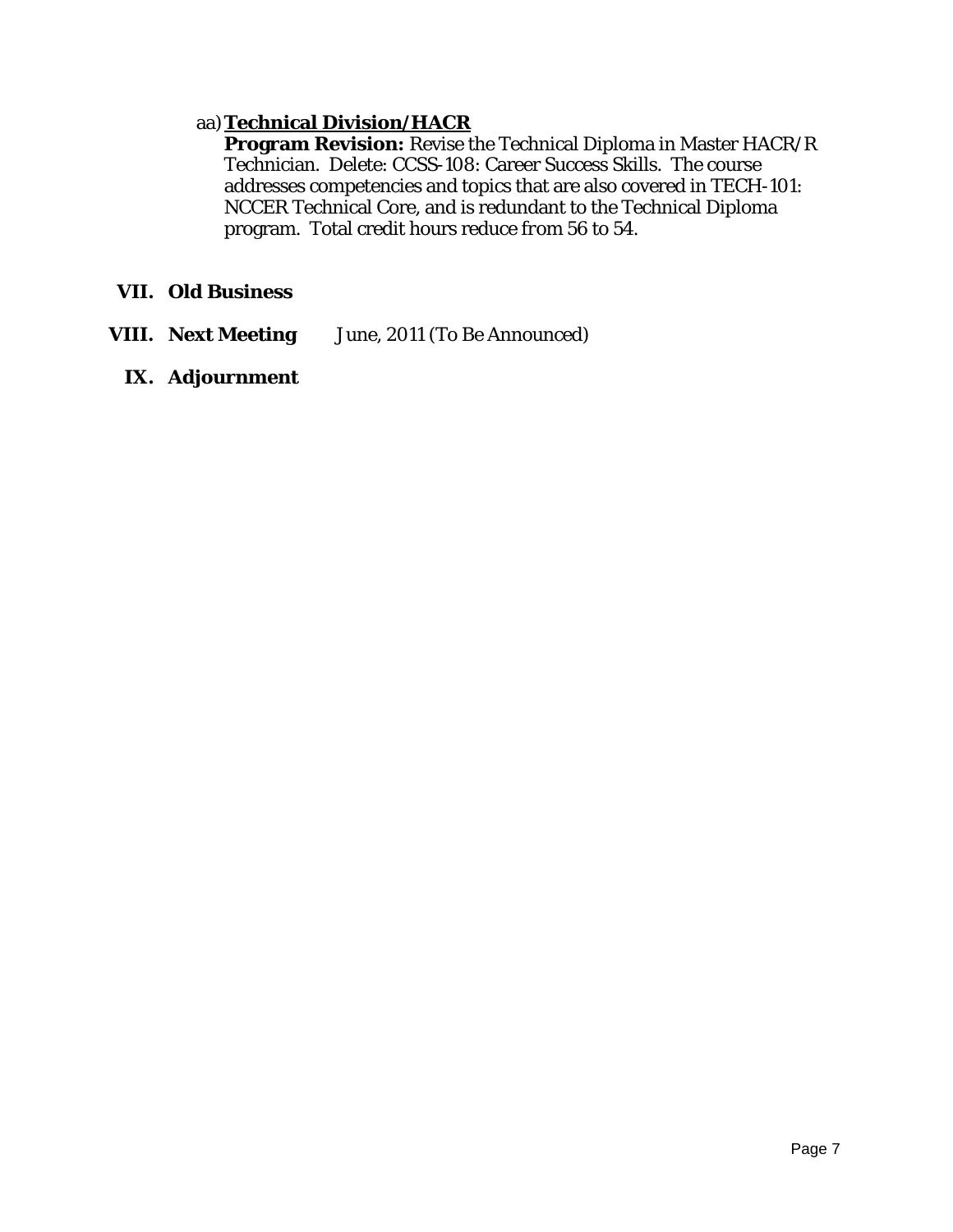aa) **Technical Division/HACR**

**Program Revision:** Revise the Technical Diploma in Master HACR/R Technician. Delete: CCSS-108: Career Success Skills. The course addresses competencies and topics that are also covered in TECH-101: NCCER Technical Core, and is redundant to the Technical Diploma program. Total credit hours reduce from 56 to 54.

**VII. Old Business**

**VIII. Next Meeting** June, 2011 (To Be Announced)

**IX. Adjournment**